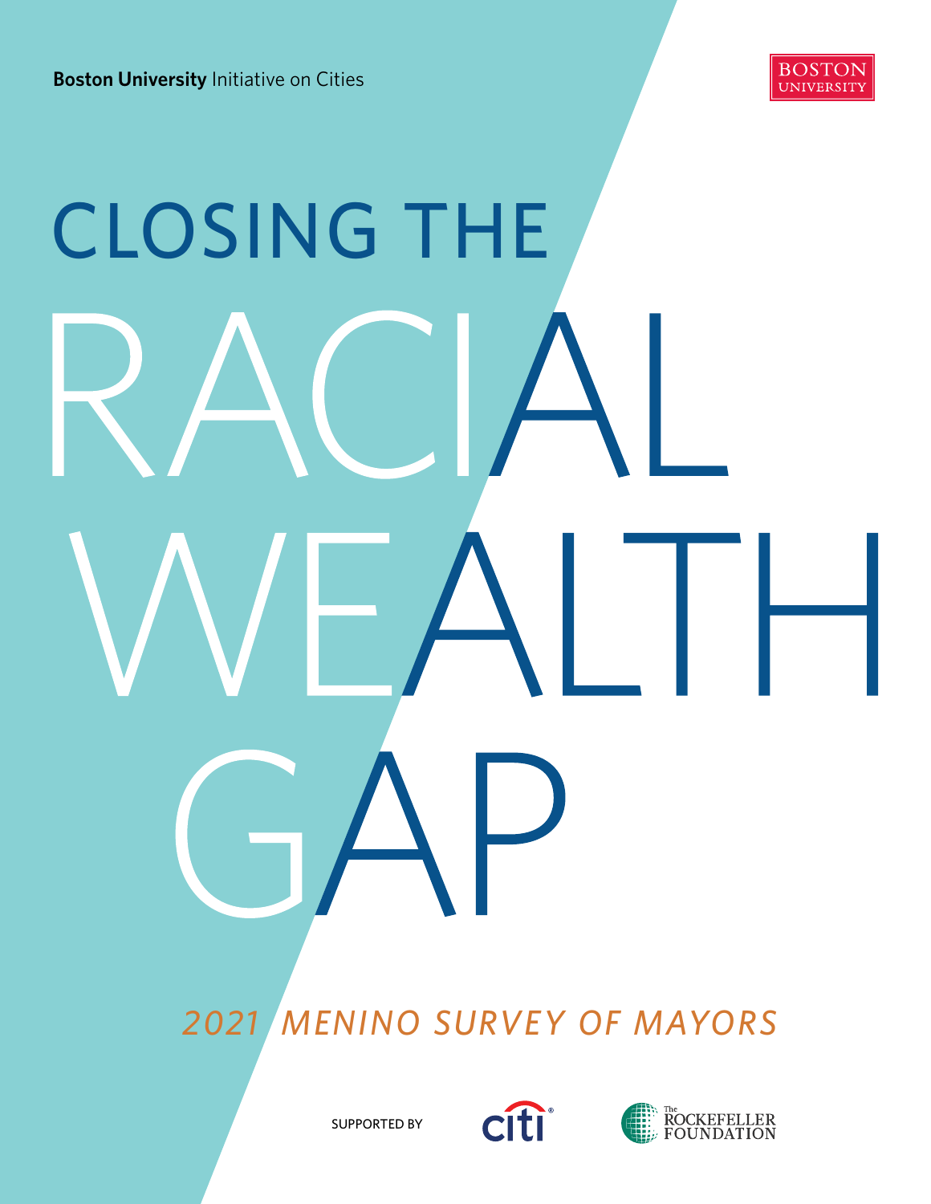**Boston University** Initiative on Cities

BOSTON UNIVERSITY

# CLOSING THE RACIAL WEALTH GAP

*2021 MENINO SURVEY OF MAYORS*

SUPPORTED BY citi The Rockefeller Foundation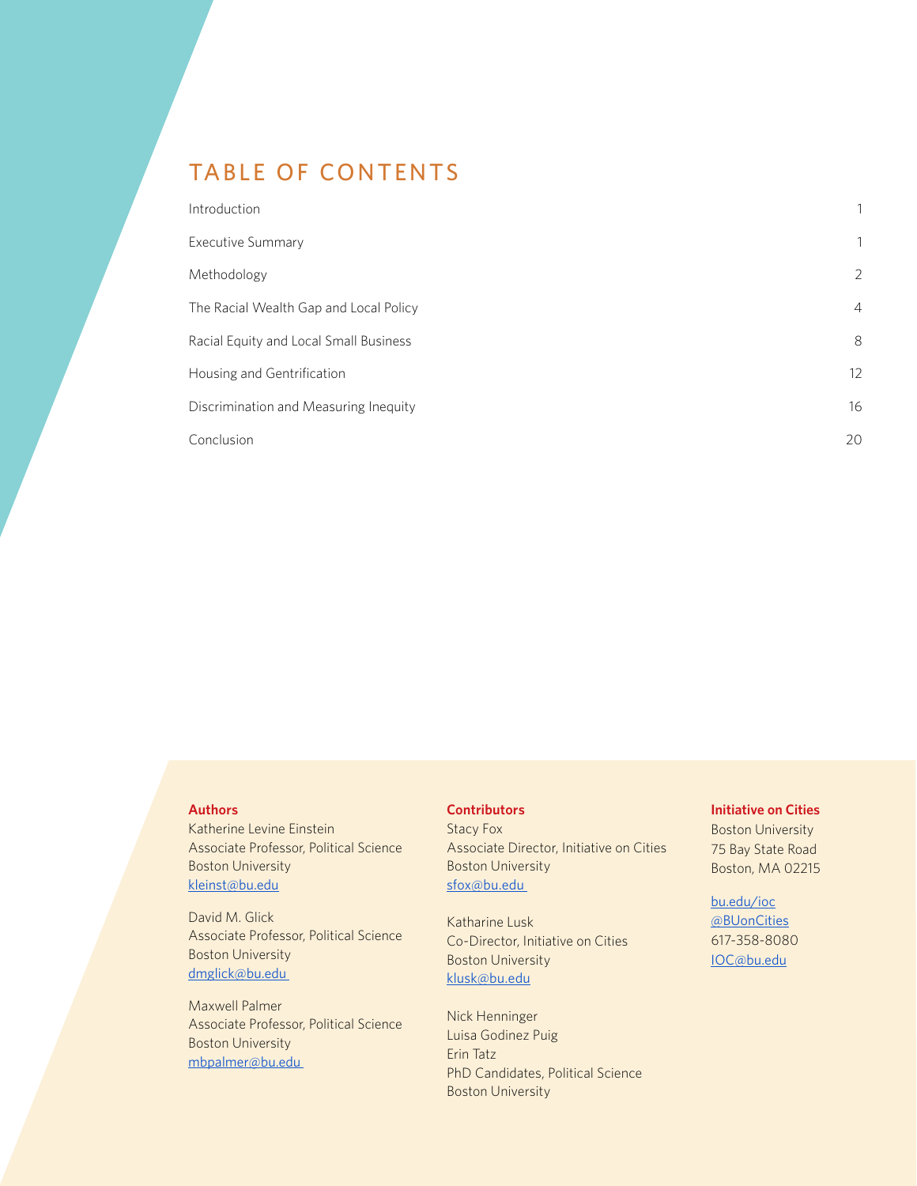# TABLE OF CONTENTS

| | |
|---|---|
| Introduction | 1 |
| Executive Summary | 1 |
| Methodology | 2 |
| The Racial Wealth Gap and Local Policy | 4 |
| Racial Equity and Local Small Business | 8 |
| Housing and Gentrification | 12 |
| Discrimination and Measuring Inequity | 16 |
| Conclusion | 20 |

**Authors**

Katherine Levine Einstein
Associate Professor, Political Science
Boston University
kleinst@bu.edu

David M. Glick
Associate Professor, Political Science
Boston University
dmglick@bu.edu

Maxwell Palmer
Associate Professor, Political Science
Boston University
mbpalmer@bu.edu

**Contributors**

Stacy Fox
Associate Director, Initiative on Cities
Boston University
sfox@bu.edu

Katharine Lusk
Co-Director, Initiative on Cities
Boston University
klusk@bu.edu

Nick Henninger
Luisa Godinez Puig
Erin Tatz
PhD Candidates, Political Science
Boston University

**Initiative on Cities**

Boston University
75 Bay State Road
Boston, MA 02215

bu.edu/ioc
@BUonCities
617-358-8080
IOC@bu.edu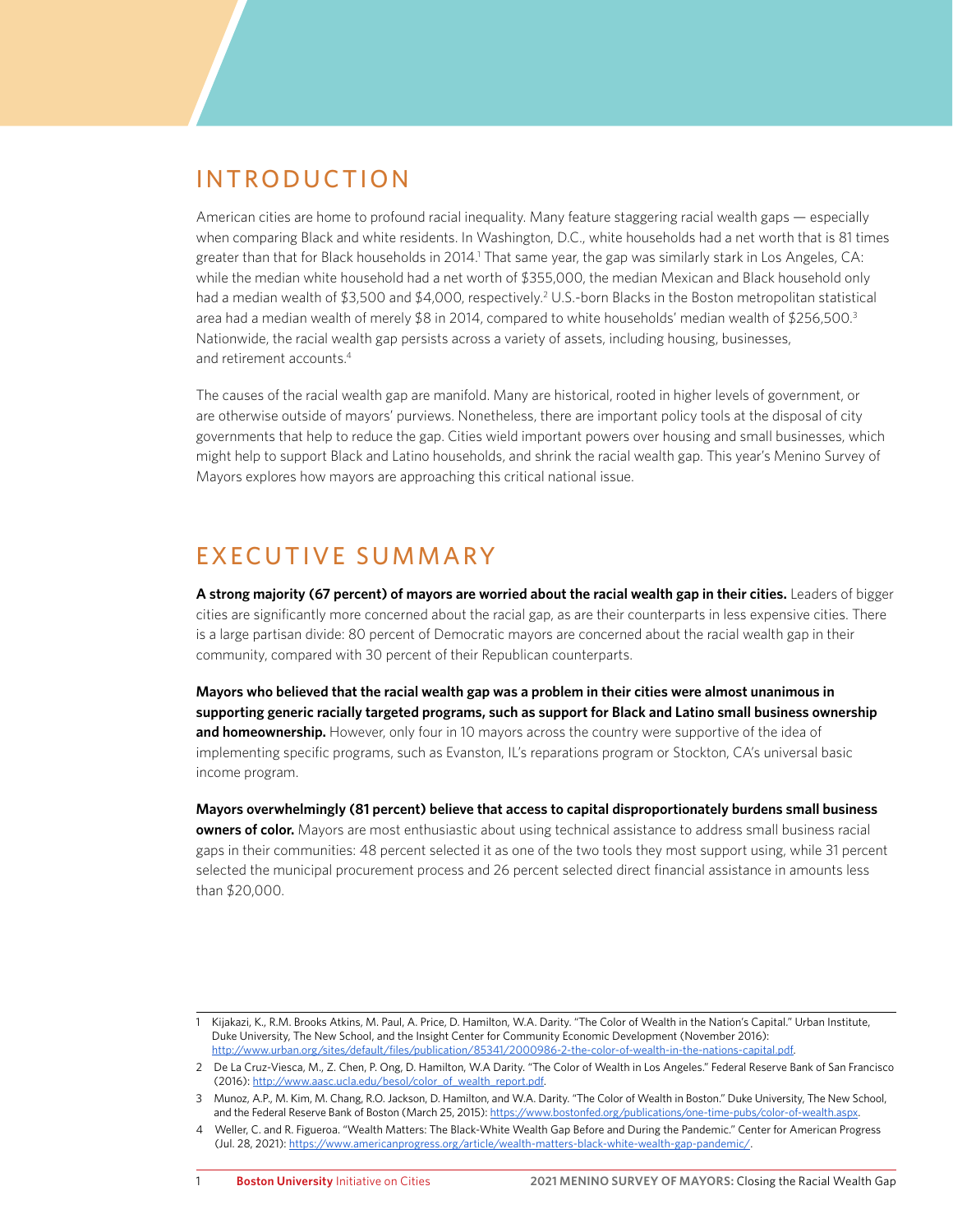## INTRODUCTION

American cities are home to profound racial inequality. Many feature staggering racial wealth gaps — especially when comparing Black and white residents. In Washington, D.C., white households had a net worth that is 81 times greater than that for Black households in 2014.[1] That same year, the gap was similarly stark in Los Angeles, CA: while the median white household had a net worth of $355,000, the median Mexican and Black household only had a median wealth of $3,500 and $4,000, respectively.[2] U.S.-born Blacks in the Boston metropolitan statistical area had a median wealth of merely $8 in 2014, compared to white households' median wealth of $256,500.[3] Nationwide, the racial wealth gap persists across a variety of assets, including housing, businesses, and retirement accounts.[4]

The causes of the racial wealth gap are manifold. Many are historical, rooted in higher levels of government, or are otherwise outside of mayors' purviews. Nonetheless, there are important policy tools at the disposal of city governments that help to reduce the gap. Cities wield important powers over housing and small businesses, which might help to support Black and Latino households, and shrink the racial wealth gap. This year's Menino Survey of Mayors explores how mayors are approaching this critical national issue.

## EXECUTIVE SUMMARY

**A strong majority (67 percent) of mayors are worried about the racial wealth gap in their cities.** Leaders of bigger cities are significantly more concerned about the racial gap, as are their counterparts in less expensive cities. There is a large partisan divide: 80 percent of Democratic mayors are concerned about the racial wealth gap in their community, compared with 30 percent of their Republican counterparts.

**Mayors who believed that the racial wealth gap was a problem in their cities were almost unanimous in supporting generic racially targeted programs, such as support for Black and Latino small business ownership and homeownership.** However, only four in 10 mayors across the country were supportive of the idea of implementing specific programs, such as Evanston, IL's reparations program or Stockton, CA's universal basic income program.

**Mayors overwhelmingly (81 percent) believe that access to capital disproportionately burdens small business owners of color.** Mayors are most enthusiastic about using technical assistance to address small business racial gaps in their communities: 48 percent selected it as one of the two tools they most support using, while 31 percent selected the municipal procurement process and 26 percent selected direct financial assistance in amounts less than $20,000.

---

1 Kijakazi, K., R.M. Brooks Atkins, M. Paul, A. Price, D. Hamilton, W.A. Darity. "The Color of Wealth in the Nation's Capital." Urban Institute, Duke University, The New School, and the Insight Center for Community Economic Development (November 2016): http://www.urban.org/sites/default/files/publication/85341/2000986-2-the-color-of-wealth-in-the-nations-capital.pdf.

2 De La Cruz-Viesca, M., Z. Chen, P. Ong, D. Hamilton, W.A Darity. "The Color of Wealth in Los Angeles." Federal Reserve Bank of San Francisco (2016): http://www.aasc.ucla.edu/besol/color_of_wealth_report.pdf.

3 Munoz, A.P., M. Kim, M. Chang, R.O. Jackson, D. Hamilton, and W.A. Darity. "The Color of Wealth in Boston." Duke University, The New School, and the Federal Reserve Bank of Boston (March 25, 2015): https://www.bostonfed.org/publications/one-time-pubs/color-of-wealth.aspx.

4 Weller, C. and R. Figueroa. "Wealth Matters: The Black-White Wealth Gap Before and During the Pandemic." Center for American Progress (Jul. 28, 2021): https://www.americanprogress.org/article/wealth-matters-black-white-wealth-gap-pandemic/.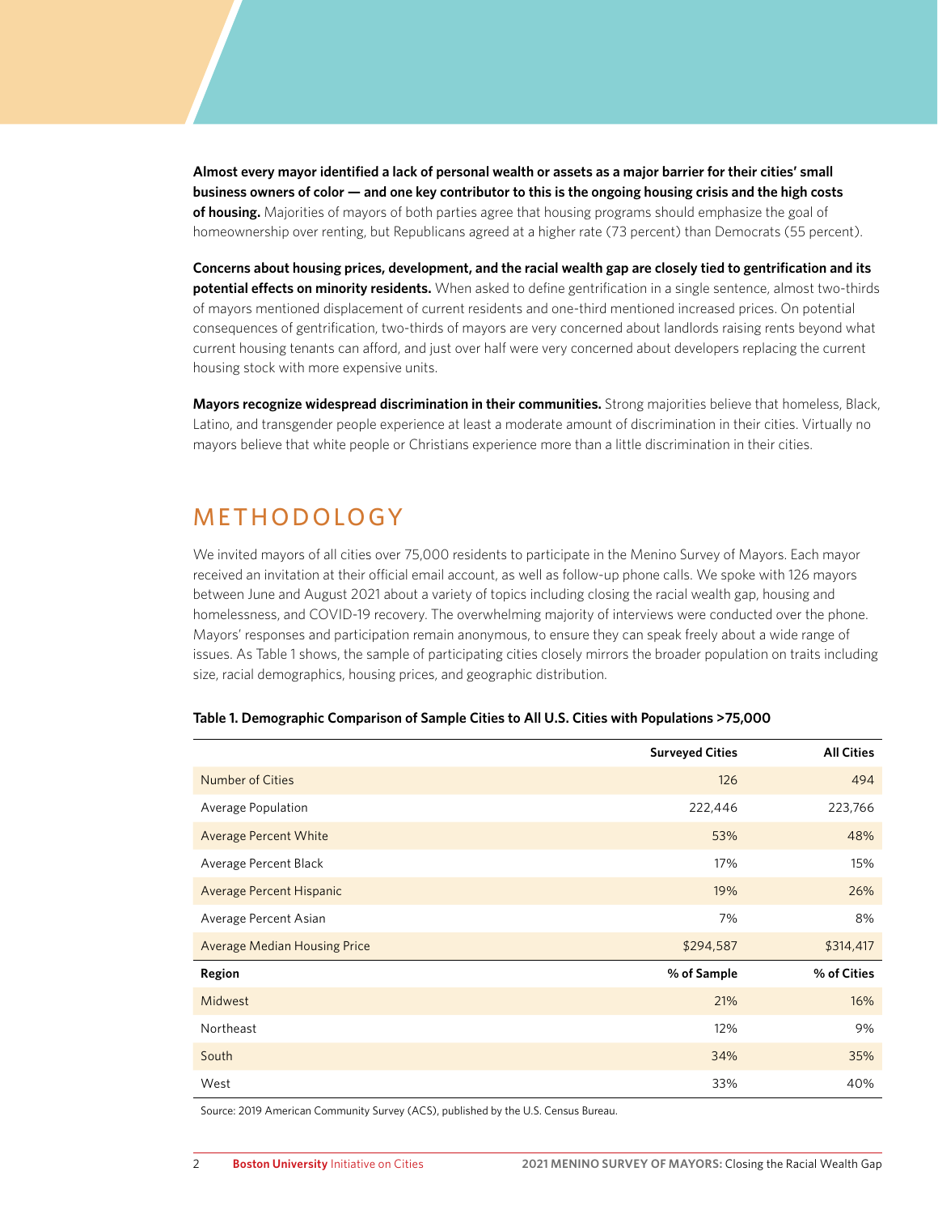**Almost every mayor identified a lack of personal wealth or assets as a major barrier for their cities' small business owners of color — and one key contributor to this is the ongoing housing crisis and the high costs of housing.** Majorities of mayors of both parties agree that housing programs should emphasize the goal of homeownership over renting, but Republicans agreed at a higher rate (73 percent) than Democrats (55 percent).

**Concerns about housing prices, development, and the racial wealth gap are closely tied to gentrification and its potential effects on minority residents.** When asked to define gentrification in a single sentence, almost two-thirds of mayors mentioned displacement of current residents and one-third mentioned increased prices. On potential consequences of gentrification, two-thirds of mayors are very concerned about landlords raising rents beyond what current housing tenants can afford, and just over half were very concerned about developers replacing the current housing stock with more expensive units.

**Mayors recognize widespread discrimination in their communities.** Strong majorities believe that homeless, Black, Latino, and transgender people experience at least a moderate amount of discrimination in their cities. Virtually no mayors believe that white people or Christians experience more than a little discrimination in their cities.

## METHODOLOGY

We invited mayors of all cities over 75,000 residents to participate in the Menino Survey of Mayors. Each mayor received an invitation at their official email account, as well as follow-up phone calls. We spoke with 126 mayors between June and August 2021 about a variety of topics including closing the racial wealth gap, housing and homelessness, and COVID-19 recovery. The overwhelming majority of interviews were conducted over the phone. Mayors' responses and participation remain anonymous, to ensure they can speak freely about a wide range of issues. As Table 1 shows, the sample of participating cities closely mirrors the broader population on traits including size, racial demographics, housing prices, and geographic distribution.

**Table 1. Demographic Comparison of Sample Cities to All U.S. Cities with Populations >75,000**

| | Surveyed Cities | All Cities |
|---|---|---|
| Number of Cities | 126 | 494 |
| Average Population | 222,446 | 223,766 |
| Average Percent White | 53% | 48% |
| Average Percent Black | 17% | 15% |
| Average Percent Hispanic | 19% | 26% |
| Average Percent Asian | 7% | 8% |
| Average Median Housing Price | $294,587 | $314,417 |
| **Region** | **% of Sample** | **% of Cities** |
| Midwest | 21% | 16% |
| Northeast | 12% | 9% |
| South | 34% | 35% |
| West | 33% | 40% |

Source: 2019 American Community Survey (ACS), published by the U.S. Census Bureau.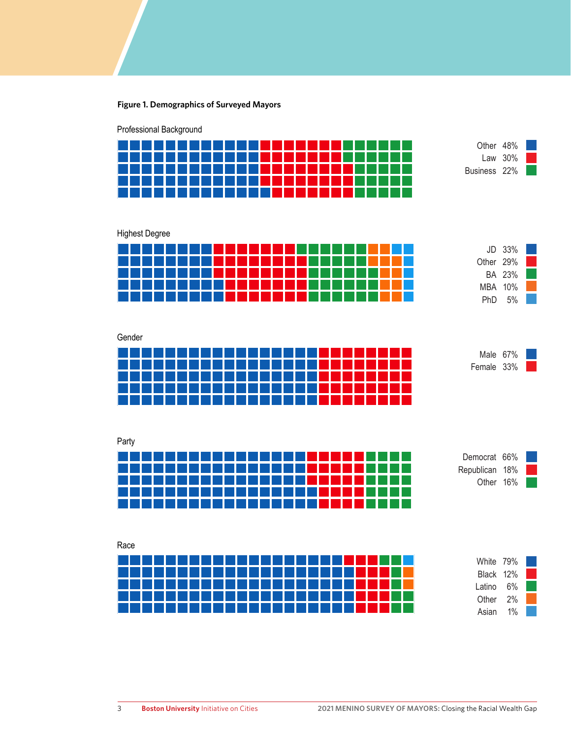**Figure 1. Demographics of Surveyed Mayors**

Professional Background

| Category | Percent |
| --- | --- |
| Other | 48% |
| Law | 30% |
| Business | 22% |

Highest Degree

| Category | Percent |
| --- | --- |
| JD | 33% |
| Other | 29% |
| BA | 23% |
| MBA | 10% |
| PhD | 5% |

Gender

| Category | Percent |
| --- | --- |
| Male | 67% |
| Female | 33% |

Party

| Category | Percent |
| --- | --- |
| Democrat | 66% |
| Republican | 18% |
| Other | 16% |

Race

| Category | Percent |
| --- | --- |
| White | 79% |
| Black | 12% |
| Latino | 6% |
| Other | 2% |
| Asian | 1% |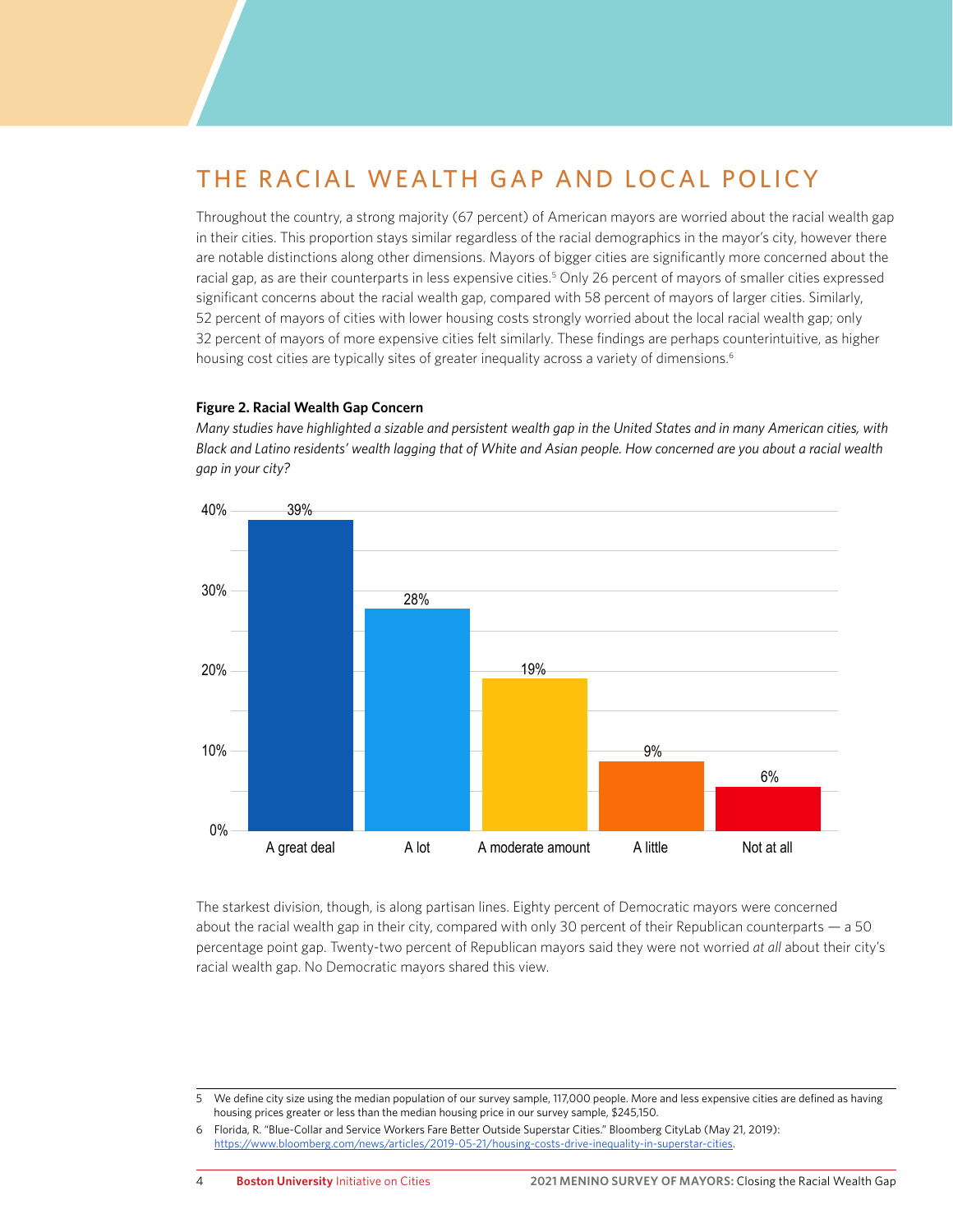## THE RACIAL WEALTH GAP AND LOCAL POLICY

Throughout the country, a strong majority (67 percent) of American mayors are worried about the racial wealth gap in their cities. This proportion stays similar regardless of the racial demographics in the mayor's city, however there are notable distinctions along other dimensions. Mayors of bigger cities are significantly more concerned about the racial gap, as are their counterparts in less expensive cities.[5] Only 26 percent of mayors of smaller cities expressed significant concerns about the racial wealth gap, compared with 58 percent of mayors of larger cities. Similarly, 52 percent of mayors of cities with lower housing costs strongly worried about the local racial wealth gap; only 32 percent of mayors of more expensive cities felt similarly. These findings are perhaps counterintuitive, as higher housing cost cities are typically sites of greater inequality across a variety of dimensions.[6]

**Figure 2. Racial Wealth Gap Concern**

*Many studies have highlighted a sizable and persistent wealth gap in the United States and in many American cities, with Black and Latino residents' wealth lagging that of White and Asian people. How concerned are you about a racial wealth gap in your city?*

| Response | Percent |
| --- | --- |
| A great deal | 39% |
| A lot | 28% |
| A moderate amount | 19% |
| A little | 9% |
| Not at all | 6% |

The starkest division, though, is along partisan lines. Eighty percent of Democratic mayors were concerned about the racial wealth gap in their city, compared with only 30 percent of their Republican counterparts — a 50 percentage point gap. Twenty-two percent of Republican mayors said they were not worried *at all* about their city's racial wealth gap. No Democratic mayors shared this view.

5 We define city size using the median population of our survey sample, 117,000 people. More and less expensive cities are defined as having housing prices greater or less than the median housing price in our survey sample, $245,150.

6 Florida, R. "Blue-Collar and Service Workers Fare Better Outside Superstar Cities." Bloomberg CityLab (May 21, 2019): https://www.bloomberg.com/news/articles/2019-05-21/housing-costs-drive-inequality-in-superstar-cities.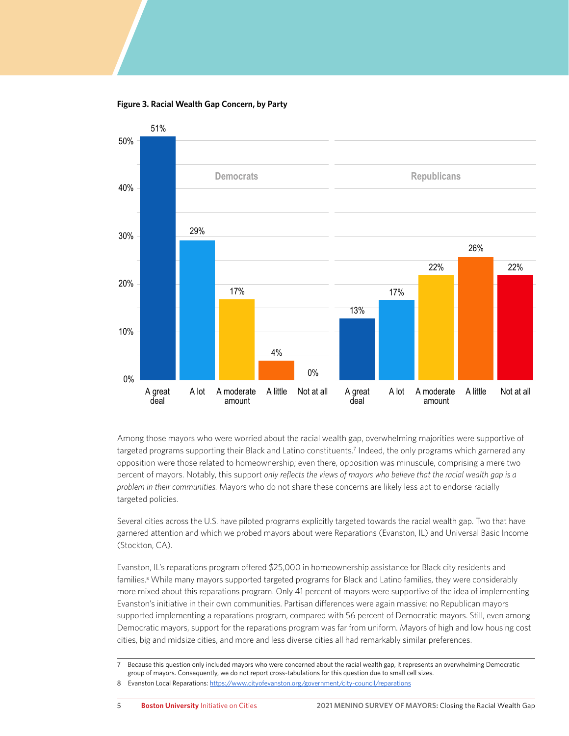**Figure 3. Racial Wealth Gap Concern, by Party**

| | A great deal | A lot | A moderate amount | A little | Not at all |
|---|---|---|---|---|---|
| Democrats | 51% | 29% | 17% | 4% | 0% |
| Republicans | 13% | 17% | 22% | 26% | 22% |

Among those mayors who were worried about the racial wealth gap, overwhelming majorities were supportive of targeted programs supporting their Black and Latino constituents.[7] Indeed, the only programs which garnered any opposition were those related to homeownership; even there, opposition was minuscule, comprising a mere two percent of mayors. Notably, this support *only reflects the views of mayors who believe that the racial wealth gap is a problem in their communities.* Mayors who do not share these concerns are likely less apt to endorse racially targeted policies.

Several cities across the U.S. have piloted programs explicitly targeted towards the racial wealth gap. Two that have garnered attention and which we probed mayors about were Reparations (Evanston, IL) and Universal Basic Income (Stockton, CA).

Evanston, IL's reparations program offered $25,000 in homeownership assistance for Black city residents and families.[8] While many mayors supported targeted programs for Black and Latino families, they were considerably more mixed about this reparations program. Only 41 percent of mayors were supportive of the idea of implementing Evanston's initiative in their own communities. Partisan differences were again massive: no Republican mayors supported implementing a reparations program, compared with 56 percent of Democratic mayors. Still, even among Democratic mayors, support for the reparations program was far from uniform. Mayors of high and low housing cost cities, big and midsize cities, and more and less diverse cities all had remarkably similar preferences.

7 Because this question only included mayors who were concerned about the racial wealth gap, it represents an overwhelming Democratic group of mayors. Consequently, we do not report cross-tabulations for this question due to small cell sizes.

8 Evanston Local Reparations: https://www.cityofevanston.org/government/city-council/reparations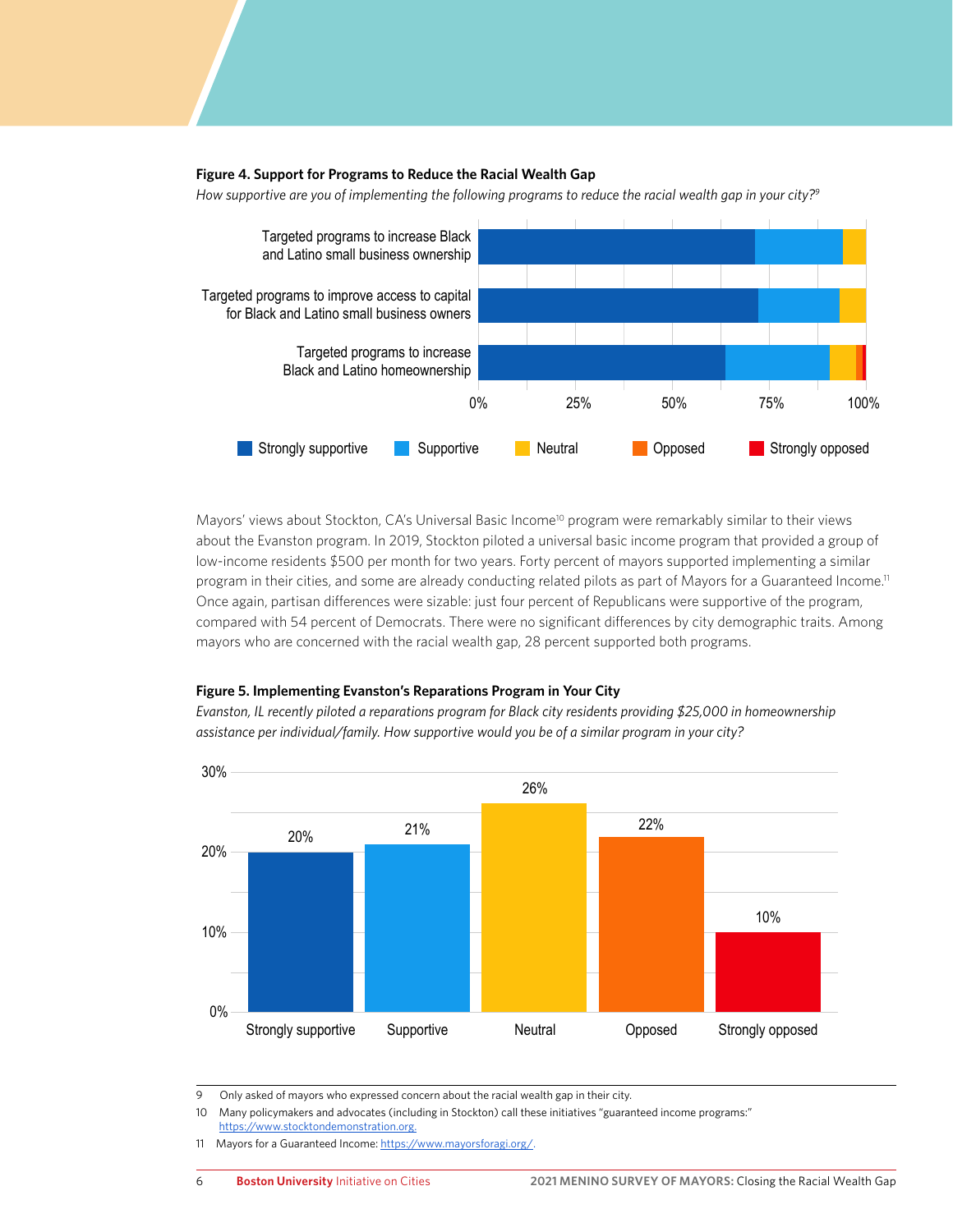**Figure 4. Support for Programs to Reduce the Racial Wealth Gap**

*How supportive are you of implementing the following programs to reduce the racial wealth gap in your city?*[9]

Targeted programs to increase Black and Latino small business ownership

Targeted programs to improve access to capital for Black and Latino small business owners

Targeted programs to increase Black and Latino homeownership

0% 25% 50% 75% 100%

Strongly supportive Supportive Neutral Opposed Strongly opposed

Mayors' views about Stockton, CA's Universal Basic Income[10] program were remarkably similar to their views about the Evanston program. In 2019, Stockton piloted a universal basic income program that provided a group of low-income residents $500 per month for two years. Forty percent of mayors supported implementing a similar program in their cities, and some are already conducting related pilots as part of Mayors for a Guaranteed Income.[11] Once again, partisan differences were sizable: just four percent of Republicans were supportive of the program, compared with 54 percent of Democrats. There were no significant differences by city demographic traits. Among mayors who are concerned with the racial wealth gap, 28 percent supported both programs.

**Figure 5. Implementing Evanston's Reparations Program in Your City**

*Evanston, IL recently piloted a reparations program for Black city residents providing $25,000 in homeownership assistance per individual/family. How supportive would you be of a similar program in your city?*

| Response | Percent |
| --- | --- |
| Strongly supportive | 20% |
| Supportive | 21% |
| Neutral | 26% |
| Opposed | 22% |
| Strongly opposed | 10% |

9 Only asked of mayors who expressed concern about the racial wealth gap in their city.

10 Many policymakers and advocates (including in Stockton) call these initiatives "guaranteed income programs:" https://www.stocktondemonstration.org.

11 Mayors for a Guaranteed Income: https://www.mayorsforagi.org/.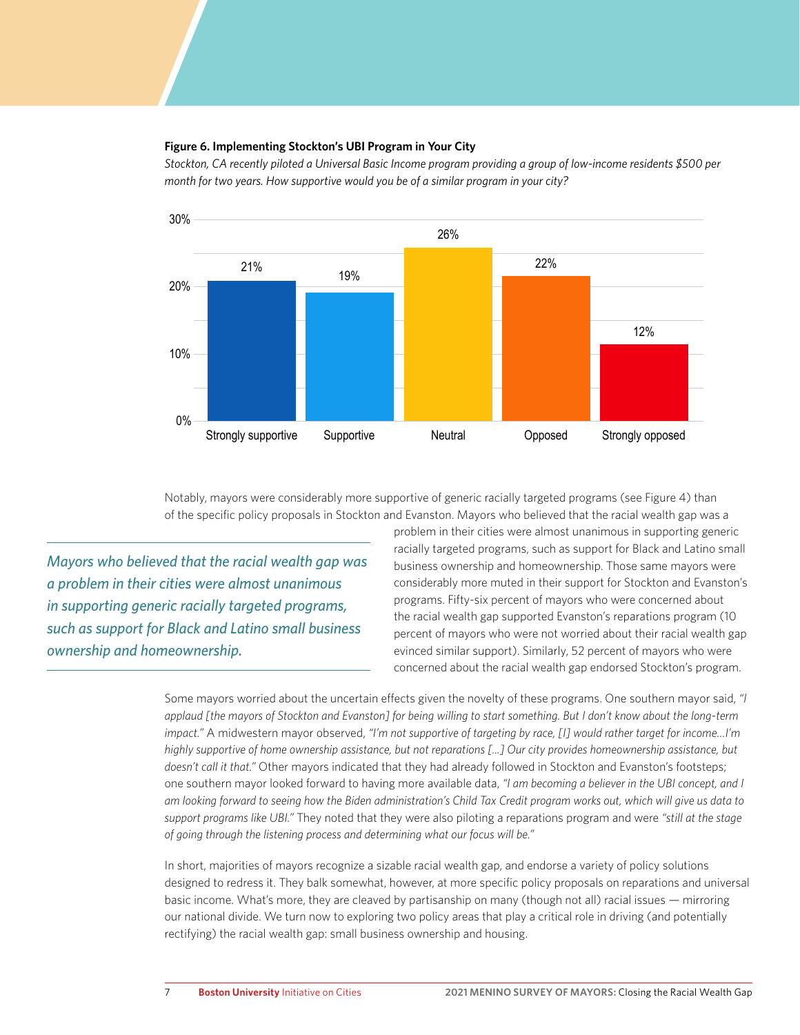**Figure 6. Implementing Stockton's UBI Program in Your City**

*Stockton, CA recently piloted a Universal Basic Income program providing a group of low-income residents $500 per month for two years. How supportive would you be of a similar program in your city?*

| Response | Percent |
|---|---|
| Strongly supportive | 21% |
| Supportive | 19% |
| Neutral | 26% |
| Opposed | 22% |
| Strongly opposed | 12% |

Notably, mayors were considerably more supportive of generic racially targeted programs (see Figure 4) than of the specific policy proposals in Stockton and Evanston. Mayors who believed that the racial wealth gap was a problem in their cities were almost unanimous in supporting generic racially targeted programs, such as support for Black and Latino small business ownership and homeownership. Those same mayors were considerably more muted in their support for Stockton and Evanston's programs. Fifty-six percent of mayors who were concerned about the racial wealth gap supported Evanston's reparations program (10 percent of mayors who were not worried about their racial wealth gap evinced similar support). Similarly, 52 percent of mayors who were concerned about the racial wealth gap endorsed Stockton's program.

> *Mayors who believed that the racial wealth gap was a problem in their cities were almost unanimous in supporting generic racially targeted programs, such as support for Black and Latino small business ownership and homeownership.*

Some mayors worried about the uncertain effects given the novelty of these programs. One southern mayor said, *"I applaud [the mayors of Stockton and Evanston] for being willing to start something. But I don't know about the long-term impact."* A midwestern mayor observed, *"I'm not supportive of targeting by race, [I] would rather target for income...I'm highly supportive of home ownership assistance, but not reparations [...] Our city provides homeownership assistance, but doesn't call it that."* Other mayors indicated that they had already followed in Stockton and Evanston's footsteps; one southern mayor looked forward to having more available data, *"I am becoming a believer in the UBI concept, and I am looking forward to seeing how the Biden administration's Child Tax Credit program works out, which will give us data to support programs like UBI."* They noted that they were also piloting a reparations program and were *"still at the stage of going through the listening process and determining what our focus will be."*

In short, majorities of mayors recognize a sizable racial wealth gap, and endorse a variety of policy solutions designed to redress it. They balk somewhat, however, at more specific policy proposals on reparations and universal basic income. What's more, they are cleaved by partisanship on many (though not all) racial issues — mirroring our national divide. We turn now to exploring two policy areas that play a critical role in driving (and potentially rectifying) the racial wealth gap: small business ownership and housing.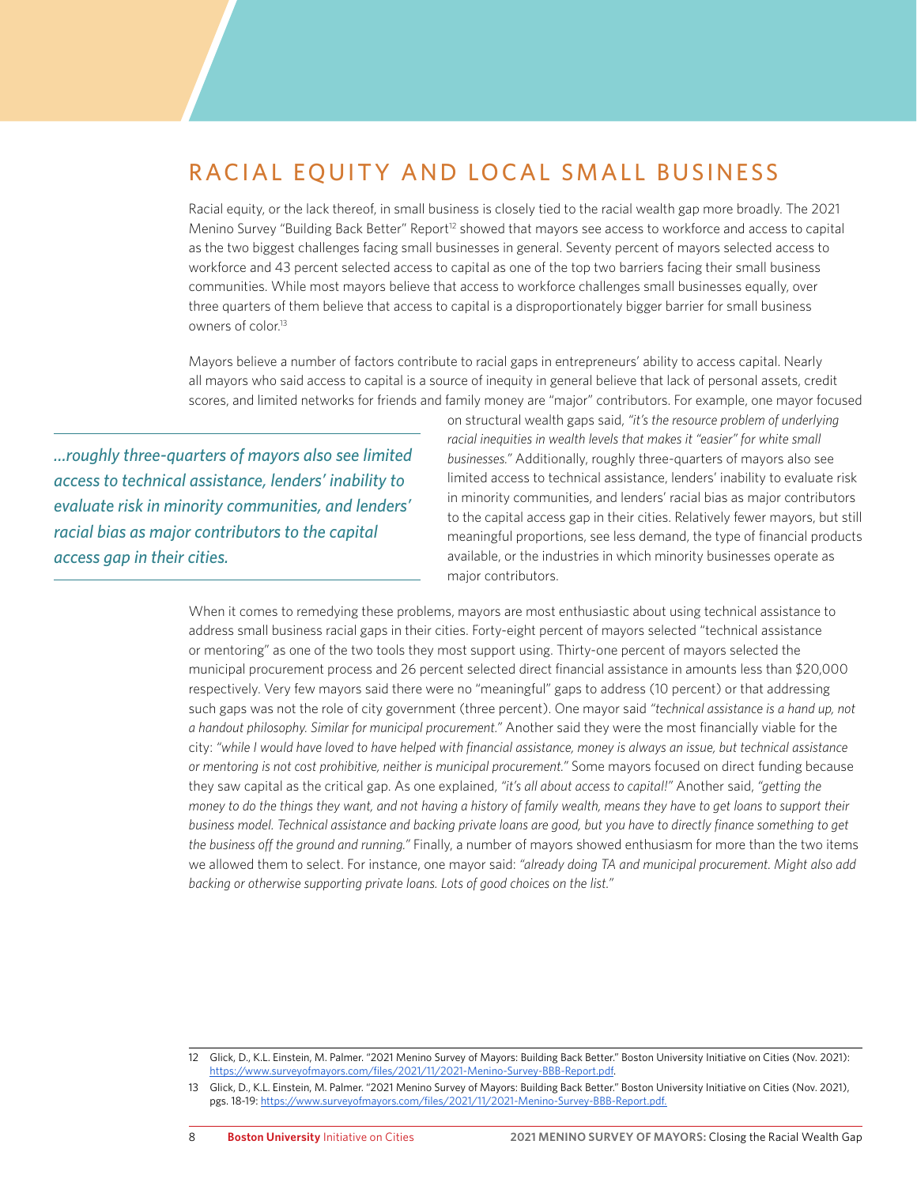## RACIAL EQUITY AND LOCAL SMALL BUSINESS

Racial equity, or the lack thereof, in small business is closely tied to the racial wealth gap more broadly. The 2021 Menino Survey "Building Back Better" Report[12] showed that mayors see access to workforce and access to capital as the two biggest challenges facing small businesses in general. Seventy percent of mayors selected access to workforce and 43 percent selected access to capital as one of the top two barriers facing their small business communities. While most mayors believe that access to workforce challenges small businesses equally, over three quarters of them believe that access to capital is a disproportionately bigger barrier for small business owners of color.[13]

Mayors believe a number of factors contribute to racial gaps in entrepreneurs' ability to access capital. Nearly all mayors who said access to capital is a source of inequity in general believe that lack of personal assets, credit scores, and limited networks for friends and family money are "major" contributors. For example, one mayor focused on structural wealth gaps said, *"it's the resource problem of underlying racial inequities in wealth levels that makes it "easier" for white small businesses."* Additionally, roughly three-quarters of mayors also see limited access to technical assistance, lenders' inability to evaluate risk in minority communities, and lenders' racial bias as major contributors to the capital access gap in their cities. Relatively fewer mayors, but still meaningful proportions, see less demand, the type of financial products available, or the industries in which minority businesses operate as major contributors.

> *...roughly three-quarters of mayors also see limited access to technical assistance, lenders' inability to evaluate risk in minority communities, and lenders' racial bias as major contributors to the capital access gap in their cities.*

When it comes to remedying these problems, mayors are most enthusiastic about using technical assistance to address small business racial gaps in their cities. Forty-eight percent of mayors selected "technical assistance or mentoring" as one of the two tools they most support using. Thirty-one percent of mayors selected the municipal procurement process and 26 percent selected direct financial assistance in amounts less than $20,000 respectively. Very few mayors said there were no "meaningful" gaps to address (10 percent) or that addressing such gaps was not the role of city government (three percent). One mayor said *"technical assistance is a hand up, not a handout philosophy. Similar for municipal procurement."* Another said they were the most financially viable for the city: *"while I would have loved to have helped with financial assistance, money is always an issue, but technical assistance or mentoring is not cost prohibitive, neither is municipal procurement."* Some mayors focused on direct funding because they saw capital as the critical gap. As one explained, *"it's all about access to capital!"* Another said, *"getting the money to do the things they want, and not having a history of family wealth, means they have to get loans to support their business model. Technical assistance and backing private loans are good, but you have to directly finance something to get the business off the ground and running."* Finally, a number of mayors showed enthusiasm for more than the two items we allowed them to select. For instance, one mayor said: *"already doing TA and municipal procurement. Might also add backing or otherwise supporting private loans. Lots of good choices on the list."*

---

12 Glick, D., K.L. Einstein, M. Palmer. "2021 Menino Survey of Mayors: Building Back Better." Boston University Initiative on Cities (Nov. 2021): https://www.surveyofmayors.com/files/2021/11/2021-Menino-Survey-BBB-Report.pdf.

13 Glick, D., K.L. Einstein, M. Palmer. "2021 Menino Survey of Mayors: Building Back Better." Boston University Initiative on Cities (Nov. 2021), pgs. 18-19: https://www.surveyofmayors.com/files/2021/11/2021-Menino-Survey-BBB-Report.pdf.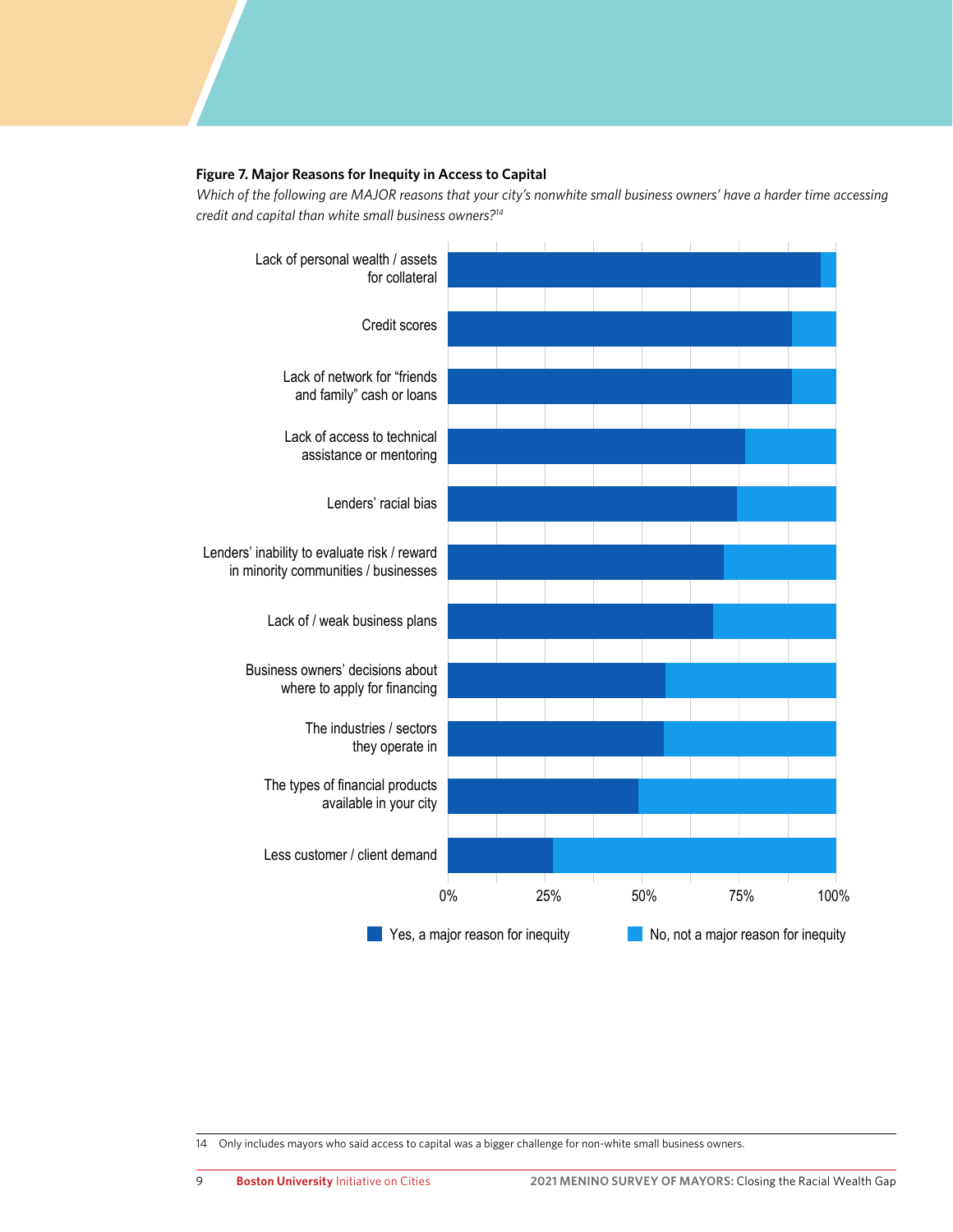**Figure 7. Major Reasons for Inequity in Access to Capital**

*Which of the following are MAJOR reasons that your city's nonwhite small business owners' have a harder time accessing credit and capital than white small business owners?*[14]

Lack of personal wealth / assets for collateral

Credit scores

Lack of network for "friends and family" cash or loans

Lack of access to technical assistance or mentoring

Lenders' racial bias

Lenders' inability to evaluate risk / reward in minority communities / businesses

Lack of / weak business plans

Business owners' decisions about where to apply for financing

The industries / sectors they operate in

The types of financial products available in your city

Less customer / client demand

0% 25% 50% 75% 100%

Yes, a major reason for inequity | No, not a major reason for inequity

14 Only includes mayors who said access to capital was a bigger challenge for non-white small business owners.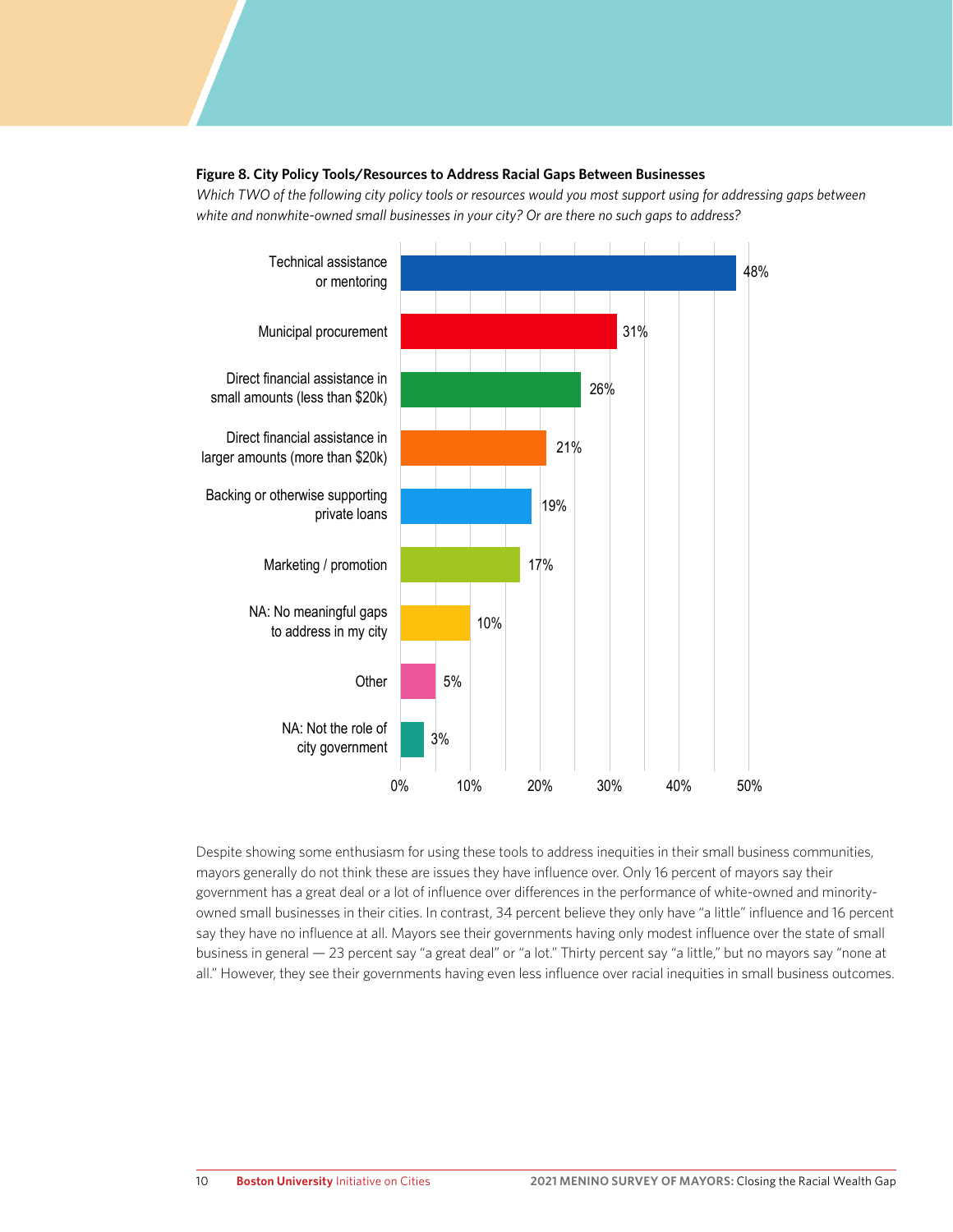**Figure 8. City Policy Tools/Resources to Address Racial Gaps Between Businesses**

*Which TWO of the following city policy tools or resources would you most support using for addressing gaps between white and nonwhite-owned small businesses in your city? Or are there no such gaps to address?*

| Policy tool/resource | Percent |
| --- | --- |
| Technical assistance or mentoring | 48% |
| Municipal procurement | 31% |
| Direct financial assistance in small amounts (less than $20k) | 26% |
| Direct financial assistance in larger amounts (more than $20k) | 21% |
| Backing or otherwise supporting private loans | 19% |
| Marketing / promotion | 17% |
| NA: No meaningful gaps to address in my city | 10% |
| Other | 5% |
| NA: Not the role of city government | 3% |

Despite showing some enthusiasm for using these tools to address inequities in their small business communities, mayors generally do not think these are issues they have influence over. Only 16 percent of mayors say their government has a great deal or a lot of influence over differences in the performance of white-owned and minority-owned small businesses in their cities. In contrast, 34 percent believe they only have "a little" influence and 16 percent say they have no influence at all. Mayors see their governments having only modest influence over the state of small business in general — 23 percent say "a great deal" or "a lot." Thirty percent say "a little," but no mayors say "none at all." However, they see their governments having even less influence over racial inequities in small business outcomes.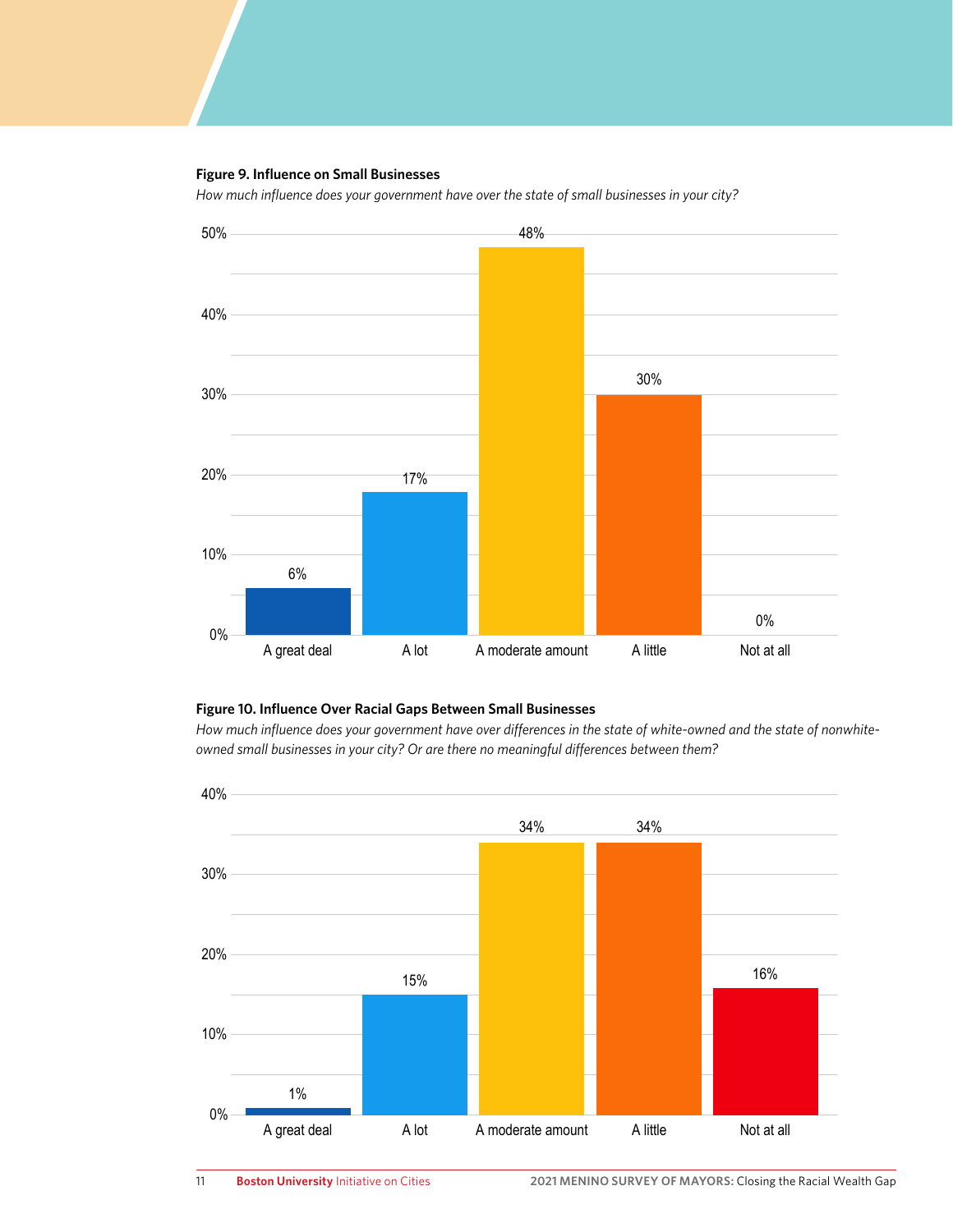**Figure 9. Influence on Small Businesses**

*How much influence does your government have over the state of small businesses in your city?*

| Response | Percent |
|---|---|
| A great deal | 6% |
| A lot | 17% |
| A moderate amount | 48% |
| A little | 30% |
| Not at all | 0% |

**Figure 10. Influence Over Racial Gaps Between Small Businesses**

*How much influence does your government have over differences in the state of white-owned and the state of nonwhite-owned small businesses in your city? Or are there no meaningful differences between them?*

| Response | Percent |
|---|---|
| A great deal | 1% |
| A lot | 15% |
| A moderate amount | 34% |
| A little | 34% |
| Not at all | 16% |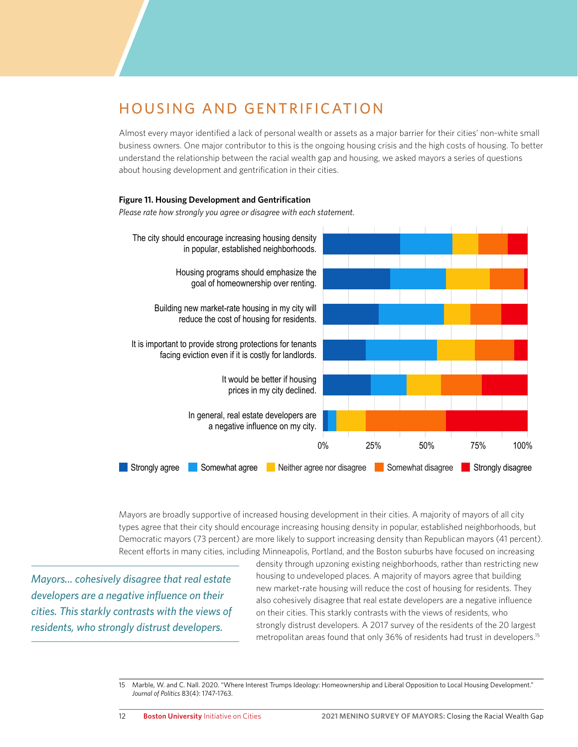# HOUSING AND GENTRIFICATION

Almost every mayor identified a lack of personal wealth or assets as a major barrier for their cities' non-white small business owners. One major contributor to this is the ongoing housing crisis and the high costs of housing. To better understand the relationship between the racial wealth gap and housing, we asked mayors a series of questions about housing development and gentrification in their cities.

**Figure 11. Housing Development and Gentrification**

*Please rate how strongly you agree or disagree with each statement.*

The city should encourage increasing housing density in popular, established neighborhoods.

Housing programs should emphasize the goal of homeownership over renting.

Building new market-rate housing in my city will reduce the cost of housing for residents.

It is important to provide strong protections for tenants facing eviction even if it is costly for landlords.

It would be better if housing prices in my city declined.

In general, real estate developers are a negative influence on my city.

0% 25% 50% 75% 100%

Strongly agree | Somewhat agree | Neither agree nor disagree | Somewhat disagree | Strongly disagree

Mayors are broadly supportive of increased housing development in their cities. A majority of mayors of all city types agree that their city should encourage increasing housing density in popular, established neighborhoods, but Democratic mayors (73 percent) are more likely to support increasing density than Republican mayors (41 percent). Recent efforts in many cities, including Minneapolis, Portland, and the Boston suburbs have focused on increasing density through upzoning existing neighborhoods, rather than restricting new housing to undeveloped places. A majority of mayors agree that building new market-rate housing will reduce the cost of housing for residents. They also cohesively disagree that real estate developers are a negative influence on their cities. This starkly contrasts with the views of residents, who strongly distrust developers. A 2017 survey of the residents of the 20 largest metropolitan areas found that only 36% of residents had trust in developers.[15]

*Mayors... cohesively disagree that real estate developers are a negative influence on their cities. This starkly contrasts with the views of residents, who strongly distrust developers.*

15 Marble, W. and C. Nall. 2020. "Where Interest Trumps Ideology: Homeownership and Liberal Opposition to Local Housing Development." *Journal of Politics* 83(4): 1747-1763.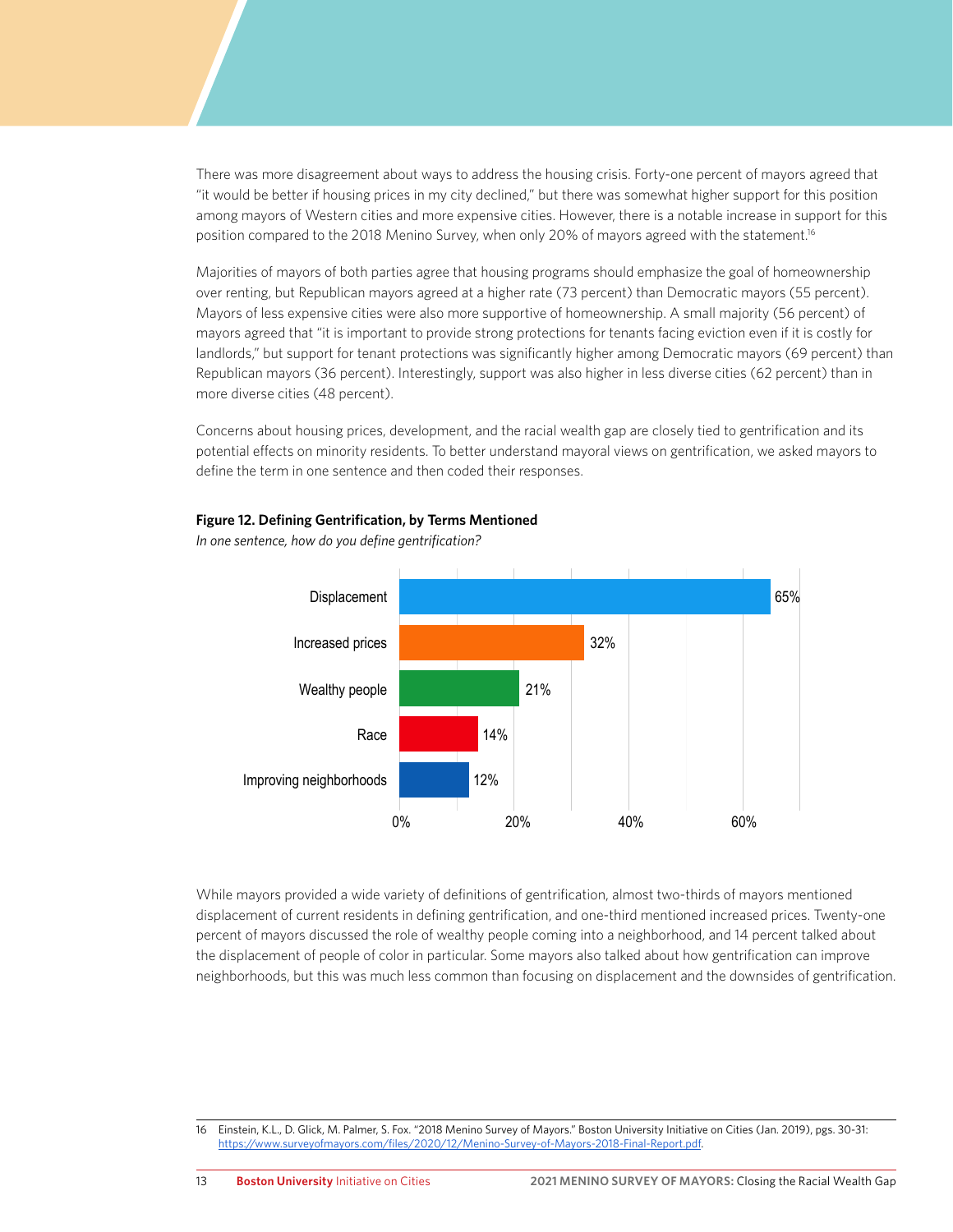There was more disagreement about ways to address the housing crisis. Forty-one percent of mayors agreed that "it would be better if housing prices in my city declined," but there was somewhat higher support for this position among mayors of Western cities and more expensive cities. However, there is a notable increase in support for this position compared to the 2018 Menino Survey, when only 20% of mayors agreed with the statement.[16]

Majorities of mayors of both parties agree that housing programs should emphasize the goal of homeownership over renting, but Republican mayors agreed at a higher rate (73 percent) than Democratic mayors (55 percent). Mayors of less expensive cities were also more supportive of homeownership. A small majority (56 percent) of mayors agreed that "it is important to provide strong protections for tenants facing eviction even if it is costly for landlords," but support for tenant protections was significantly higher among Democratic mayors (69 percent) than Republican mayors (36 percent). Interestingly, support was also higher in less diverse cities (62 percent) than in more diverse cities (48 percent).

Concerns about housing prices, development, and the racial wealth gap are closely tied to gentrification and its potential effects on minority residents. To better understand mayoral views on gentrification, we asked mayors to define the term in one sentence and then coded their responses.

**Figure 12. Defining Gentrification, by Terms Mentioned**

*In one sentence, how do you define gentrification?*

| Term | Percent |
| --- | --- |
| Displacement | 65% |
| Increased prices | 32% |
| Wealthy people | 21% |
| Race | 14% |
| Improving neighborhoods | 12% |

While mayors provided a wide variety of definitions of gentrification, almost two-thirds of mayors mentioned displacement of current residents in defining gentrification, and one-third mentioned increased prices. Twenty-one percent of mayors discussed the role of wealthy people coming into a neighborhood, and 14 percent talked about the displacement of people of color in particular. Some mayors also talked about how gentrification can improve neighborhoods, but this was much less common than focusing on displacement and the downsides of gentrification.

16 Einstein, K.L., D. Glick, M. Palmer, S. Fox. "2018 Menino Survey of Mayors." Boston University Initiative on Cities (Jan. 2019), pgs. 30-31: https://www.surveyofmayors.com/files/2020/12/Menino-Survey-of-Mayors-2018-Final-Report.pdf.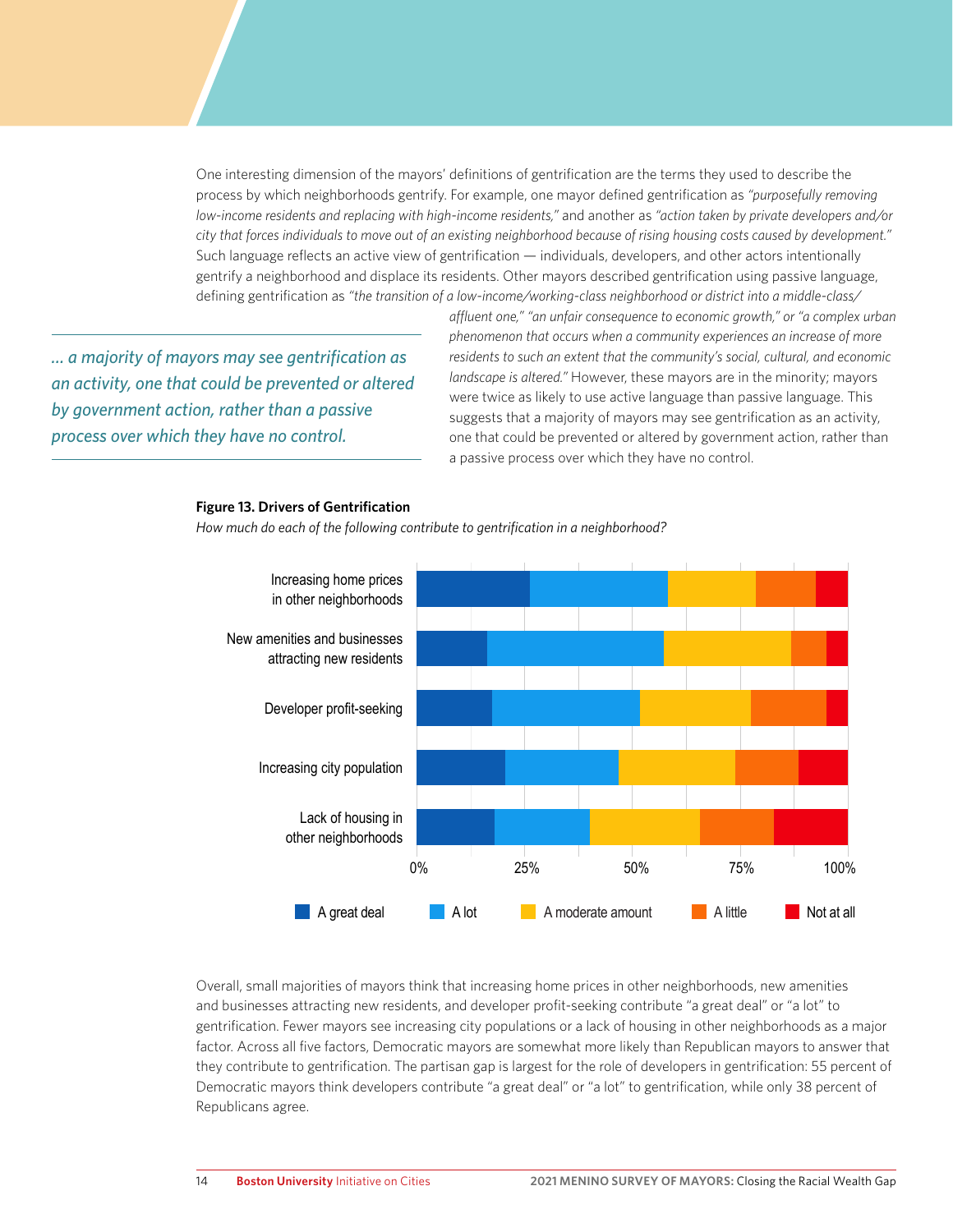One interesting dimension of the mayors' definitions of gentrification are the terms they used to describe the process by which neighborhoods gentrify. For example, one mayor defined gentrification as *"purposefully removing low-income residents and replacing with high-income residents,"* and another as *"action taken by private developers and/or city that forces individuals to move out of an existing neighborhood because of rising housing costs caused by development."* Such language reflects an active view of gentrification — individuals, developers, and other actors intentionally gentrify a neighborhood and displace its residents. Other mayors described gentrification using passive language, defining gentrification as *"the transition of a low-income/working-class neighborhood or district into a middle-class/affluent one," "an unfair consequence to economic growth,"* or *"a complex urban phenomenon that occurs when a community experiences an increase of more residents to such an extent that the community's social, cultural, and economic landscape is altered."* However, these mayors are in the minority; mayors were twice as likely to use active language than passive language. This suggests that a majority of mayors may see gentrification as an activity, one that could be prevented or altered by government action, rather than a passive process over which they have no control.

> *... a majority of mayors may see gentrification as an activity, one that could be prevented or altered by government action, rather than a passive process over which they have no control.*

**Figure 13. Drivers of Gentrification**

*How much do each of the following contribute to gentrification in a neighborhood?*

| | A great deal | A lot | A moderate amount | A little | Not at all |
|---|---|---|---|---|---|
| Increasing home prices in other neighborhoods | | | | | |
| New amenities and businesses attracting new residents | | | | | |
| Developer profit-seeking | | | | | |
| Increasing city population | | | | | |
| Lack of housing in other neighborhoods | | | | | |

Overall, small majorities of mayors think that increasing home prices in other neighborhoods, new amenities and businesses attracting new residents, and developer profit-seeking contribute "a great deal" or "a lot" to gentrification. Fewer mayors see increasing city populations or a lack of housing in other neighborhoods as a major factor. Across all five factors, Democratic mayors are somewhat more likely than Republican mayors to answer that they contribute to gentrification. The partisan gap is largest for the role of developers in gentrification: 55 percent of Democratic mayors think developers contribute "a great deal" or "a lot" to gentrification, while only 38 percent of Republicans agree.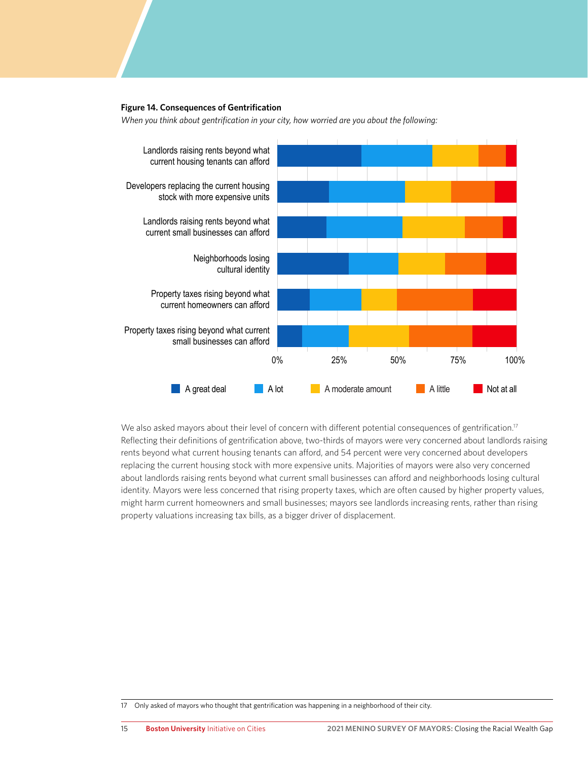**Figure 14. Consequences of Gentrification**

*When you think about gentrification in your city, how worried are you about the following:*

We also asked mayors about their level of concern with different potential consequences of gentrification.[17] Reflecting their definitions of gentrification above, two-thirds of mayors were very concerned about landlords raising rents beyond what current housing tenants can afford, and 54 percent were very concerned about developers replacing the current housing stock with more expensive units. Majorities of mayors were also very concerned about landlords raising rents beyond what current small businesses can afford and neighborhoods losing cultural identity. Mayors were less concerned that rising property taxes, which are often caused by higher property values, might harm current homeowners and small businesses; mayors see landlords increasing rents, rather than rising property valuations increasing tax bills, as a bigger driver of displacement.

17 Only asked of mayors who thought that gentrification was happening in a neighborhood of their city.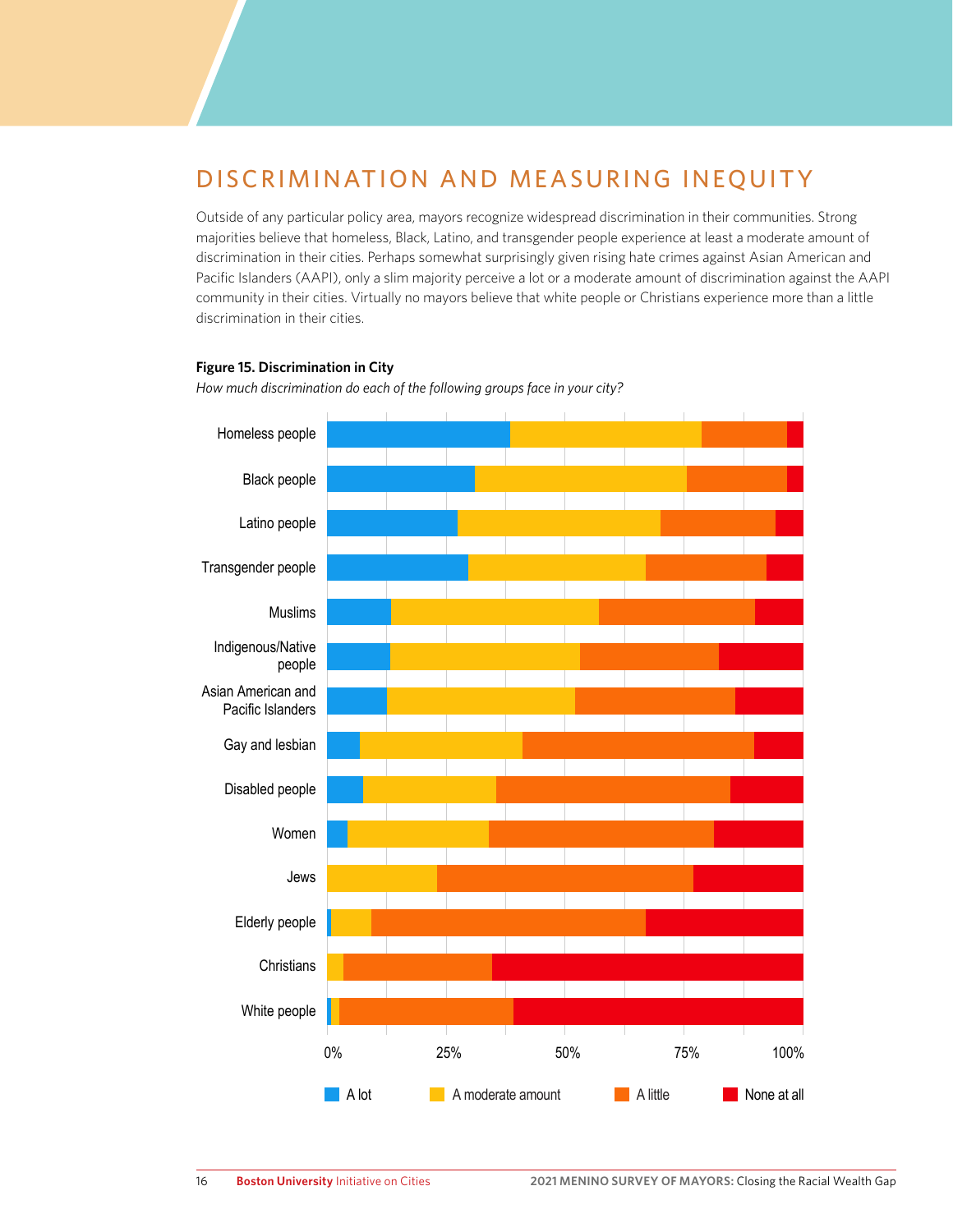# DISCRIMINATION AND MEASURING INEQUITY

Outside of any particular policy area, mayors recognize widespread discrimination in their communities. Strong majorities believe that homeless, Black, Latino, and transgender people experience at least a moderate amount of discrimination in their cities. Perhaps somewhat surprisingly given rising hate crimes against Asian American and Pacific Islanders (AAPI), only a slim majority perceive a lot or a moderate amount of discrimination against the AAPI community in their cities. Virtually no mayors believe that white people or Christians experience more than a little discrimination in their cities.

**Figure 15. Discrimination in City**

*How much discrimination do each of the following groups face in your city?*

Groups: Homeless people; Black people; Latino people; Transgender people; Muslims; Indigenous/Native people; Asian American and Pacific Islanders; Gay and lesbian; Disabled people; Women; Jews; Elderly people; Christians; White people

Axis: 0%, 25%, 50%, 75%, 100%

Legend: A lot; A moderate amount; A little; None at all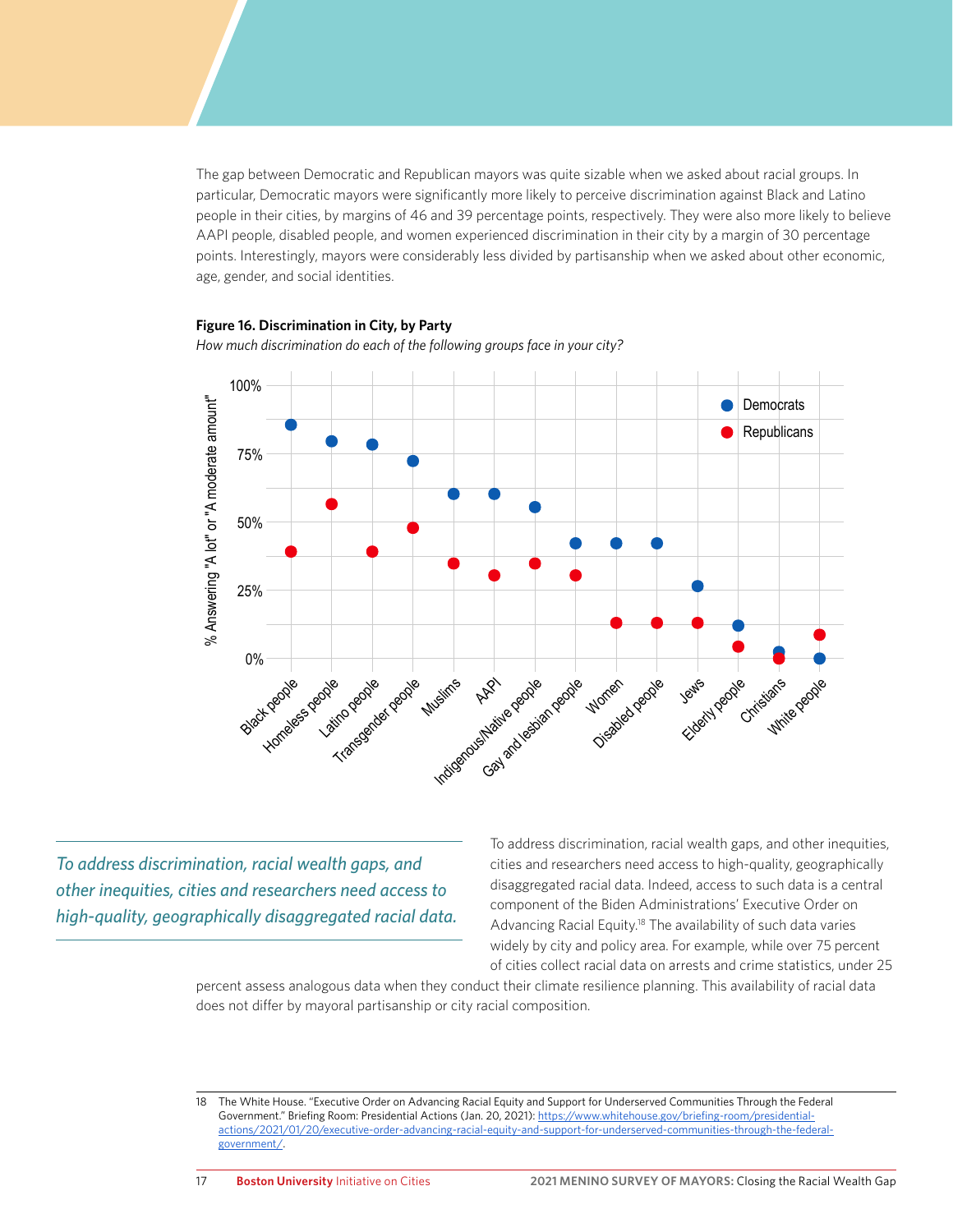The gap between Democratic and Republican mayors was quite sizable when we asked about racial groups. In particular, Democratic mayors were significantly more likely to perceive discrimination against Black and Latino people in their cities, by margins of 46 and 39 percentage points, respectively. They were also more likely to believe AAPI people, disabled people, and women experienced discrimination in their city by a margin of 30 percentage points. Interestingly, mayors were considerably less divided by partisanship when we asked about other economic, age, gender, and social identities.

**Figure 16. Discrimination in City, by Party**

*How much discrimination do each of the following groups face in your city?*

*To address discrimination, racial wealth gaps, and other inequities, cities and researchers need access to high-quality, geographically disaggregated racial data.*

To address discrimination, racial wealth gaps, and other inequities, cities and researchers need access to high-quality, geographically disaggregated racial data. Indeed, access to such data is a central component of the Biden Administrations' Executive Order on Advancing Racial Equity.[18] The availability of such data varies widely by city and policy area. For example, while over 75 percent of cities collect racial data on arrests and crime statistics, under 25 percent assess analogous data when they conduct their climate resilience planning. This availability of racial data does not differ by mayoral partisanship or city racial composition.

18 The White House. "Executive Order on Advancing Racial Equity and Support for Underserved Communities Through the Federal Government." Briefing Room: Presidential Actions (Jan. 20, 2021): https://www.whitehouse.gov/briefing-room/presidential-actions/2021/01/20/executive-order-advancing-racial-equity-and-support-for-underserved-communities-through-the-federal-government/.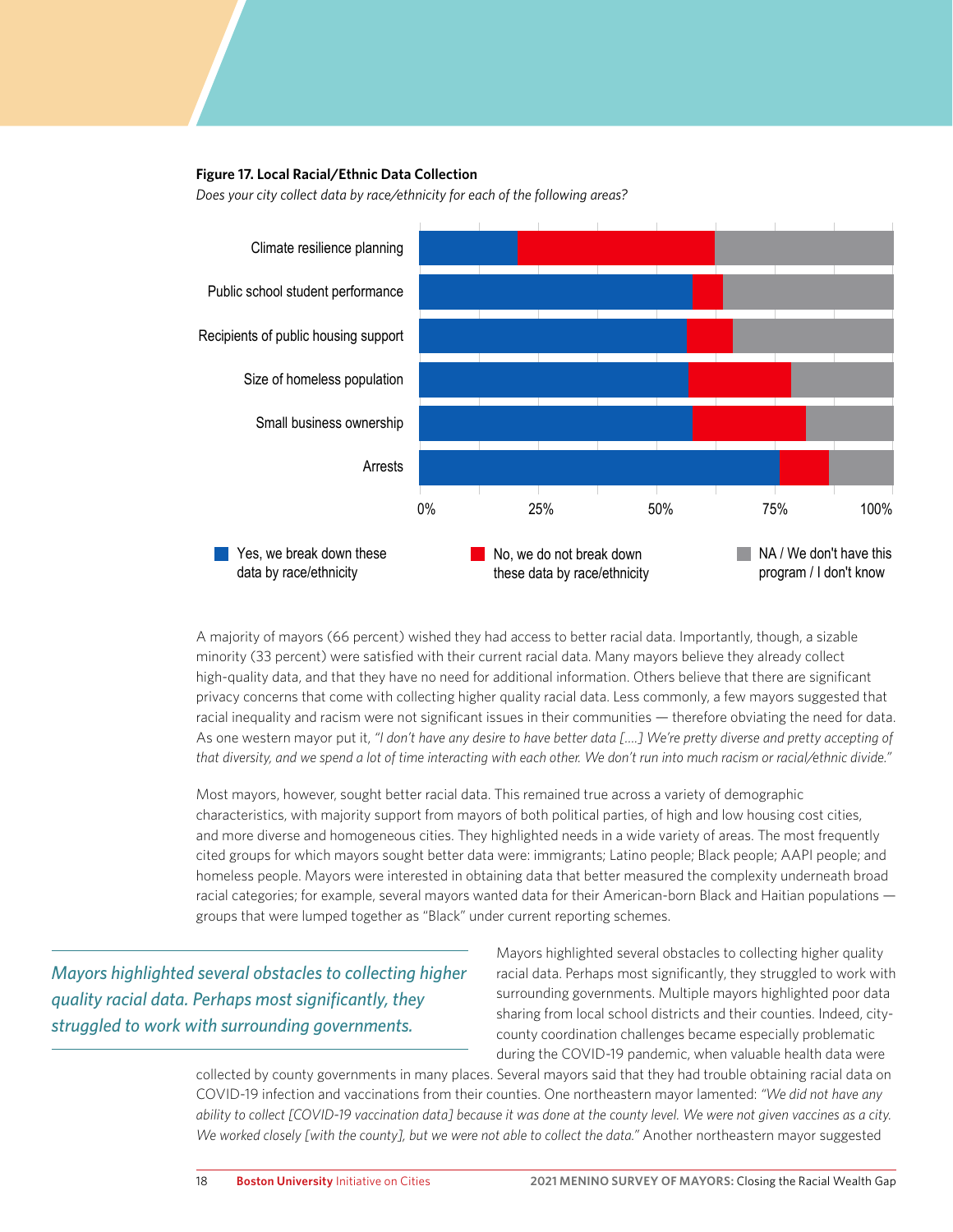**Figure 17. Local Racial/Ethnic Data Collection**

*Does your city collect data by race/ethnicity for each of the following areas?*

Climate resilience planning
Public school student performance
Recipients of public housing support
Size of homeless population
Small business ownership
Arrests

0% 25% 50% 75% 100%

Yes, we break down these data by race/ethnicity | No, we do not break down these data by race/ethnicity | NA / We don't have this program / I don't know

A majority of mayors (66 percent) wished they had access to better racial data. Importantly, though, a sizable minority (33 percent) were satisfied with their current racial data. Many mayors believe they already collect high-quality data, and that they have no need for additional information. Others believe that there are significant privacy concerns that come with collecting higher quality racial data. Less commonly, a few mayors suggested that racial inequality and racism were not significant issues in their communities — therefore obviating the need for data. As one western mayor put it, *"I don't have any desire to have better data [....] We're pretty diverse and pretty accepting of that diversity, and we spend a lot of time interacting with each other. We don't run into much racism or racial/ethnic divide."*

Most mayors, however, sought better racial data. This remained true across a variety of demographic characteristics, with majority support from mayors of both political parties, of high and low housing cost cities, and more diverse and homogeneous cities. They highlighted needs in a wide variety of areas. The most frequently cited groups for which mayors sought better data were: immigrants; Latino people; Black people; AAPI people; and homeless people. Mayors were interested in obtaining data that better measured the complexity underneath broad racial categories; for example, several mayors wanted data for their American-born Black and Haitian populations — groups that were lumped together as "Black" under current reporting schemes.

*Mayors highlighted several obstacles to collecting higher quality racial data. Perhaps most significantly, they struggled to work with surrounding governments.*

Mayors highlighted several obstacles to collecting higher quality racial data. Perhaps most significantly, they struggled to work with surrounding governments. Multiple mayors highlighted poor data sharing from local school districts and their counties. Indeed, city-county coordination challenges became especially problematic during the COVID-19 pandemic, when valuable health data were collected by county governments in many places. Several mayors said that they had trouble obtaining racial data on COVID-19 infection and vaccinations from their counties. One northeastern mayor lamented: *"We did not have any ability to collect [COVID-19 vaccination data] because it was done at the county level. We were not given vaccines as a city. We worked closely [with the county], but we were not able to collect the data."* Another northeastern mayor suggested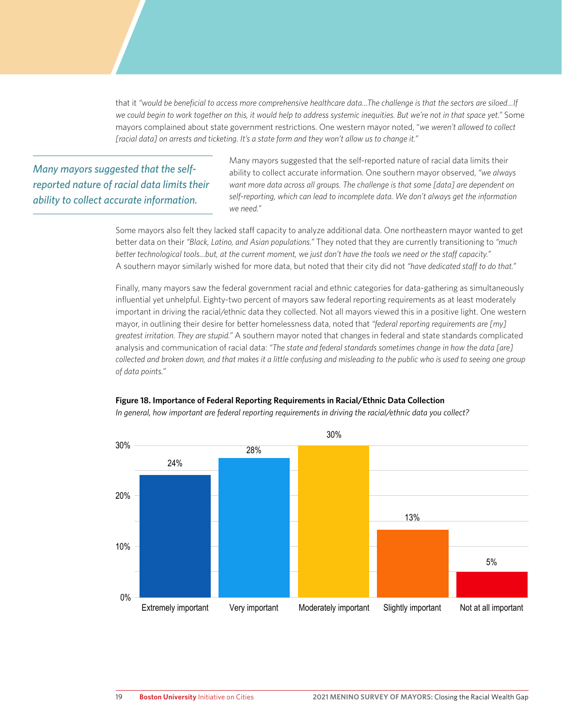that it *"would be beneficial to access more comprehensive healthcare data…The challenge is that the sectors are siloed…If we could begin to work together on this, it would help to address systemic inequities. But we're not in that space yet."* Some mayors complained about state government restrictions. One western mayor noted, "*we weren't allowed to collect [racial data] on arrests and ticketing. It's a state form and they won't allow us to change it.*"

*Many mayors suggested that the self-reported nature of racial data limits their ability to collect accurate information.*

Many mayors suggested that the self-reported nature of racial data limits their ability to collect accurate information. One southern mayor observed, *"we always want more data across all groups. The challenge is that some [data] are dependent on self-reporting, which can lead to incomplete data. We don't always get the information we need."*

Some mayors also felt they lacked staff capacity to analyze additional data. One northeastern mayor wanted to get better data on their *"Black, Latino, and Asian populations."* They noted that they are currently transitioning to *"much better technological tools…but, at the current moment, we just don't have the tools we need or the staff capacity."* A southern mayor similarly wished for more data, but noted that their city did not *"have dedicated staff to do that."*

Finally, many mayors saw the federal government racial and ethnic categories for data-gathering as simultaneously influential yet unhelpful. Eighty-two percent of mayors saw federal reporting requirements as at least moderately important in driving the racial/ethnic data they collected. Not all mayors viewed this in a positive light. One western mayor, in outlining their desire for better homelessness data, noted that *"federal reporting requirements are [my] greatest irritation. They are stupid."* A southern mayor noted that changes in federal and state standards complicated analysis and communication of racial data: *"The state and federal standards sometimes change in how the data [are] collected and broken down, and that makes it a little confusing and misleading to the public who is used to seeing one group of data points."*

**Figure 18. Importance of Federal Reporting Requirements in Racial/Ethnic Data Collection**

*In general, how important are federal reporting requirements in driving the racial/ethnic data you collect?*

| Response | Percent |
|---|---|
| Extremely important | 24% |
| Very important | 28% |
| Moderately important | 30% |
| Slightly important | 13% |
| Not at all important | 5% |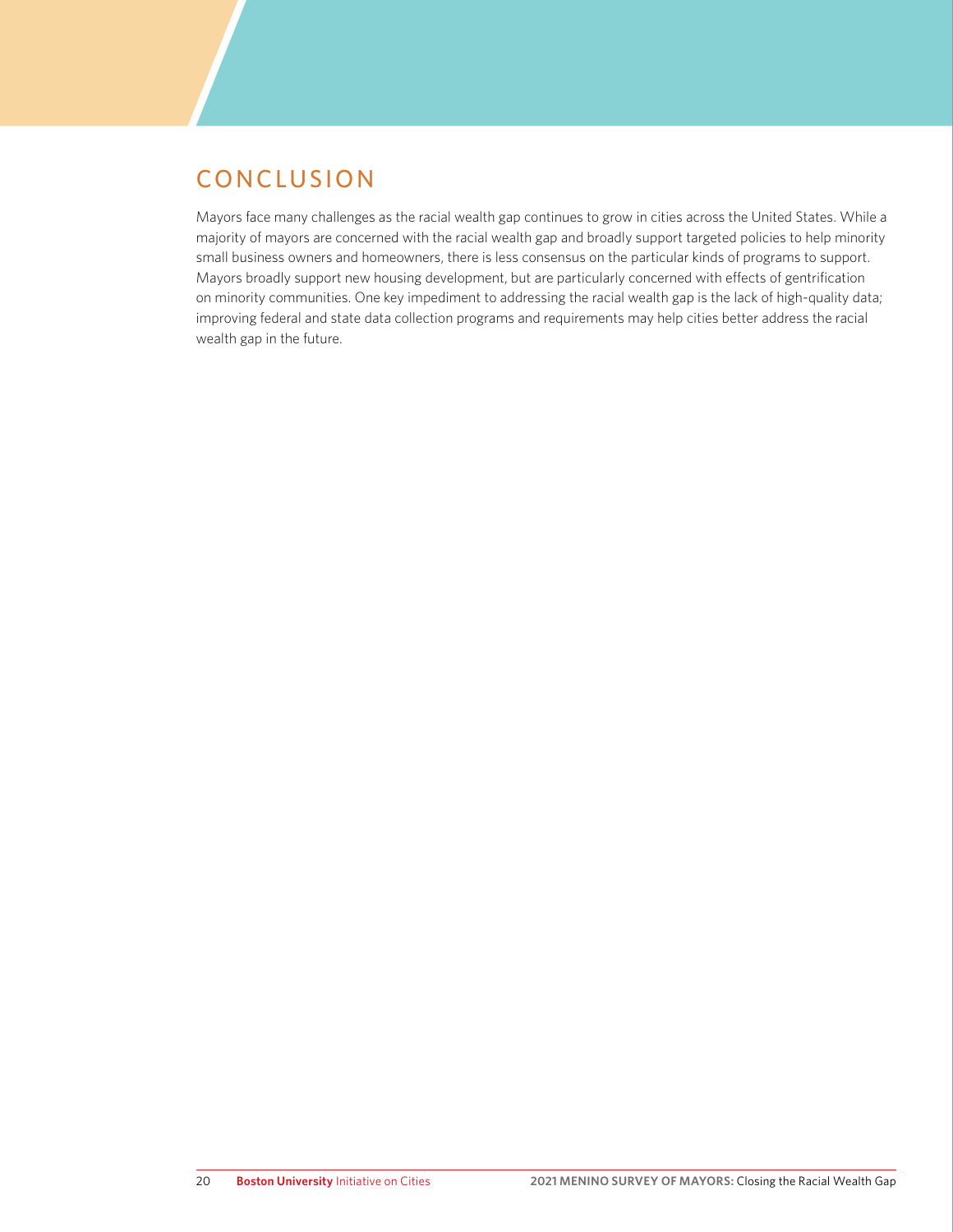# CONCLUSION

Mayors face many challenges as the racial wealth gap continues to grow in cities across the United States. While a majority of mayors are concerned with the racial wealth gap and broadly support targeted policies to help minority small business owners and homeowners, there is less consensus on the particular kinds of programs to support. Mayors broadly support new housing development, but are particularly concerned with effects of gentrification on minority communities. One key impediment to addressing the racial wealth gap is the lack of high-quality data; improving federal and state data collection programs and requirements may help cities better address the racial wealth gap in the future.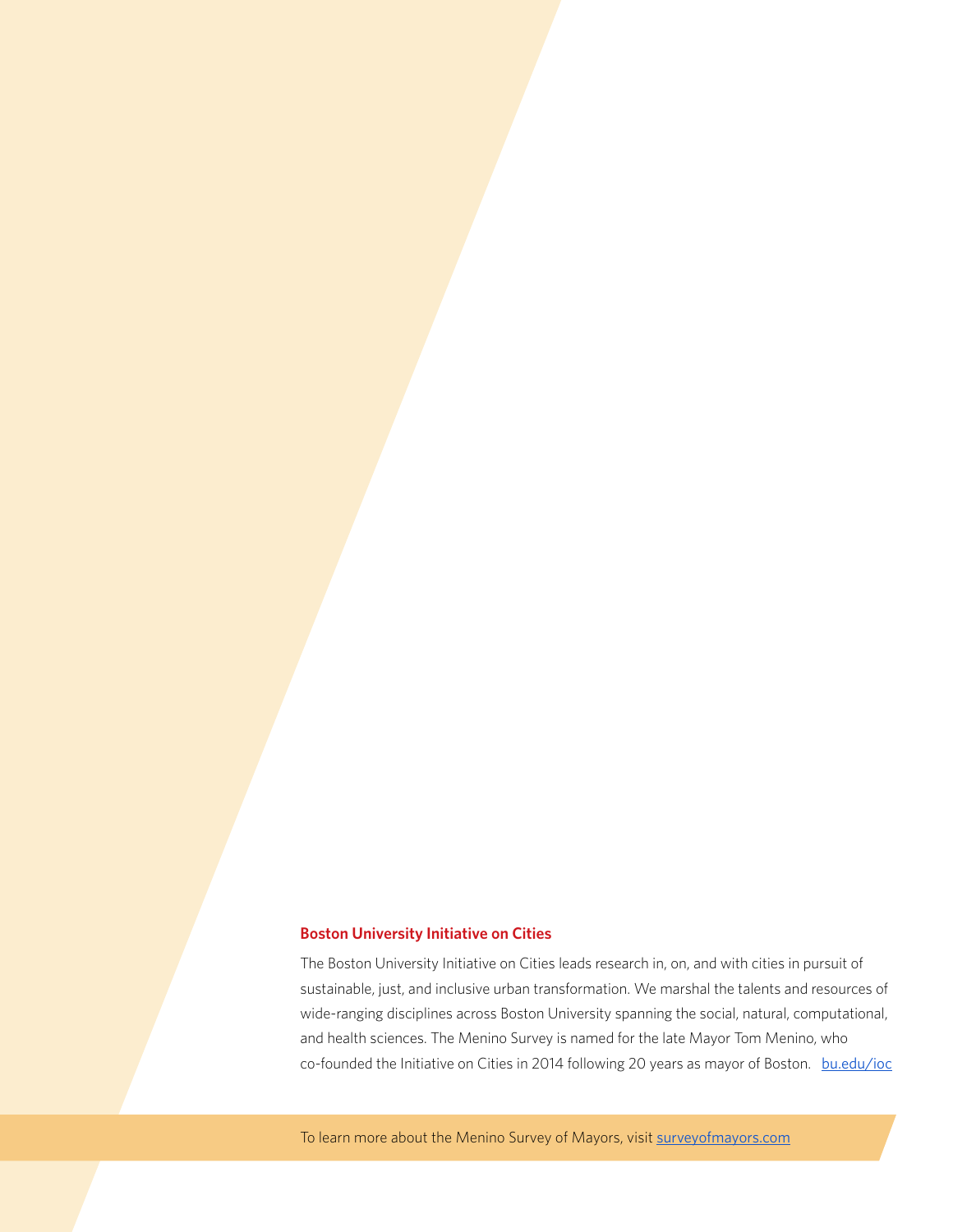### Boston University Initiative on Cities

The Boston University Initiative on Cities leads research in, on, and with cities in pursuit of sustainable, just, and inclusive urban transformation. We marshal the talents and resources of wide-ranging disciplines across Boston University spanning the social, natural, computational, and health sciences. The Menino Survey is named for the late Mayor Tom Menino, who co-founded the Initiative on Cities in 2014 following 20 years as mayor of Boston. bu.edu/ioc

To learn more about the Menino Survey of Mayors, visit surveyofmayors.com